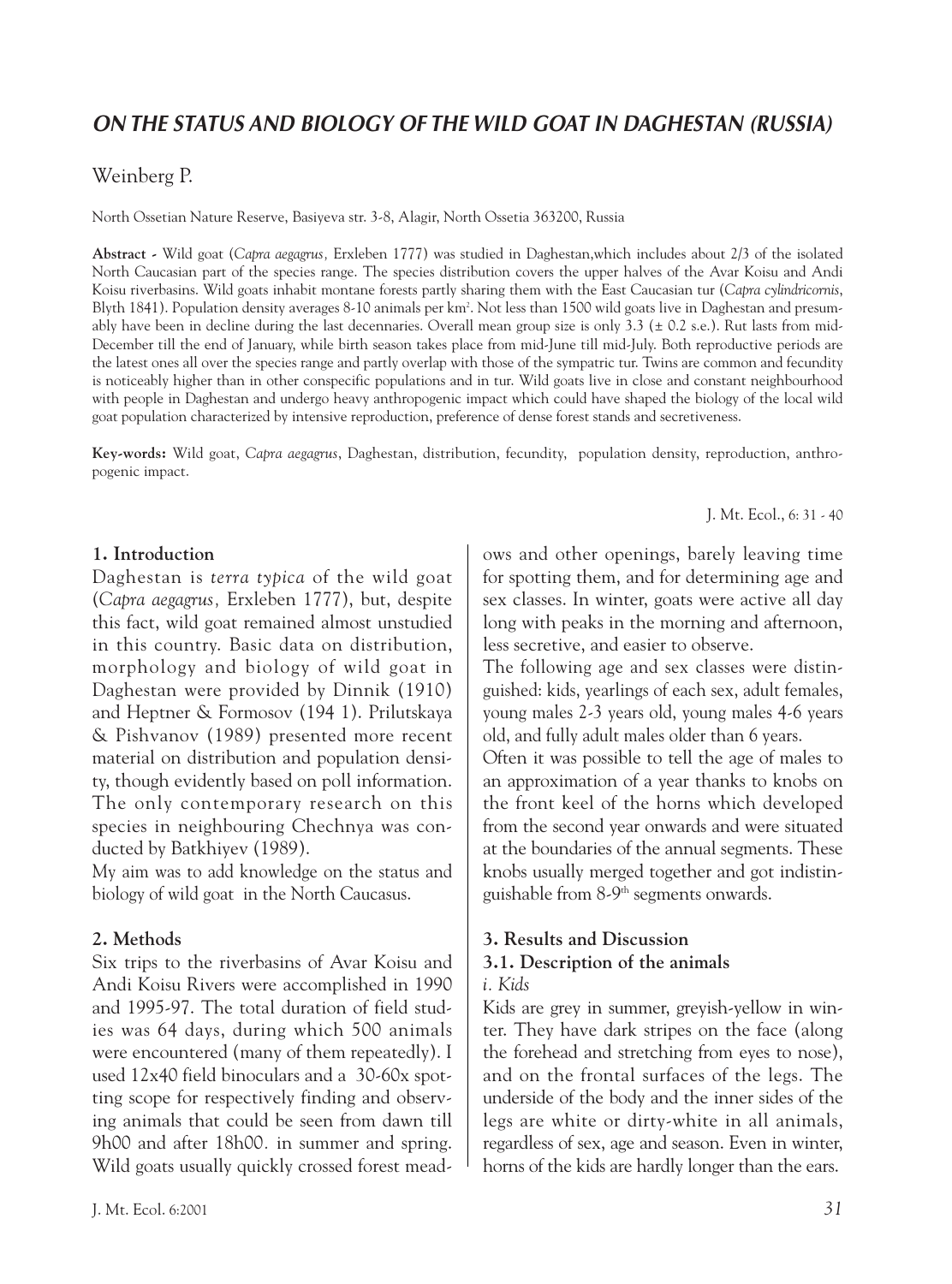# *ON THE STATUS AND BIOLOGY OF THE WILD GOAT IN DAGHESTAN (RUSSIA)*

Weinberg P.

North Ossetian Nature Reserve, Basiyeva str. 3-8, Alagir, North Ossetia 363200, Russia

**Abstract -** Wild goat (*Capra aegagrus,* Erxleben 1777) was studied in Daghestan,which includes about 2/3 of the isolated North Caucasian part of the species range. The species distribution covers the upper halves of the Avar Koisu and Andi Koisu riverbasins. Wild goats inhabit montane forests partly sharing them with the East Caucasian tur (*Capra cylindricornis*, Blyth 1841). Population density averages 8-10 animals per km$^2$. Not less than 1500 wild goats live in Daghestan and presumably have been in decline during the last decennaries. Overall mean group size is only 3.3 (± 0.2 s.e.). Rut lasts from mid-December till the end of January, while birth season takes place from mid-June till mid-July. Both reproductive periods are the latest ones all over the species range and partly overlap with those of the sympatric tur. Twins are common and fecundity is noticeably higher than in other conspecific populations and in tur. Wild goats live in close and constant neighbourhood with people in Daghestan and undergo heavy anthropogenic impact which could have shaped the biology of the local wild goat population characterized by intensive reproduction, preference of dense forest stands and secretiveness.

**Key-words:** Wild goat, *Capra aegagrus*, Daghestan, distribution, fecundity, population density, reproduction, anthropogenic impact.

## 1. Introduction

Daghestan is *terra typica* of the wild goat (*Capra aegagrus,* Erxleben 1777), but, despite this fact, wild goat remained almost unstudied in this country. Basic data on distribution, morphology and biology of wild goat in Daghestan were provided by Dinnik (1910) and Heptner & Formosov (194 1). Prilutskaya & Pishvanov (1989) presented more recent material on distribution and population density, though evidently based on poll information. The only contemporary research on this species in neighbouring Chechnya was conducted by Batkhiyev (1989).

My aim was to add knowledge on the status and biology of wild goat in the North Caucasus.

## 2. Methods

Six trips to the riverbasins of Avar Koisu and Andi Koisu Rivers were accomplished in 1990 and 1995-97. The total duration of field studies was 64 days, during which 500 animals were encountered (many of them repeatedly). I used 12x40 field binoculars and a 30-60x spotting scope for respectively finding and observing animals that could be seen from dawn till 9h00 and after 18h00. in summer and spring. Wild goats usually quickly crossed forest meadows and other openings, barely leaving time for spotting them, and for determining age and sex classes. In winter, goats were active all day long with peaks in the morning and afternoon, less secretive, and easier to observe.

The following age and sex classes were distinguished: kids, yearlings of each sex, adult females, young males 2-3 years old, young males 4-6 years old, and fully adult males older than 6 years.

Often it was possible to tell the age of males to an approximation of a year thanks to knobs on the front keel of the horns which developed from the second year onwards and were situated at the boundaries of the annual segments. These knobs usually merged together and got indistinguishable from 8-9$^{th}$ segments onwards.

## 3. Results and Discussion

### 3.1. Description of the animals

*i. Kids*

Kids are grey in summer, greyish-yellow in winter. They have dark stripes on the face (along the forehead and stretching from eyes to nose), and on the frontal surfaces of the legs. The underside of the body and the inner sides of the legs are white or dirty-white in all animals, regardless of sex, age and season. Even in winter, horns of the kids are hardly longer than the ears.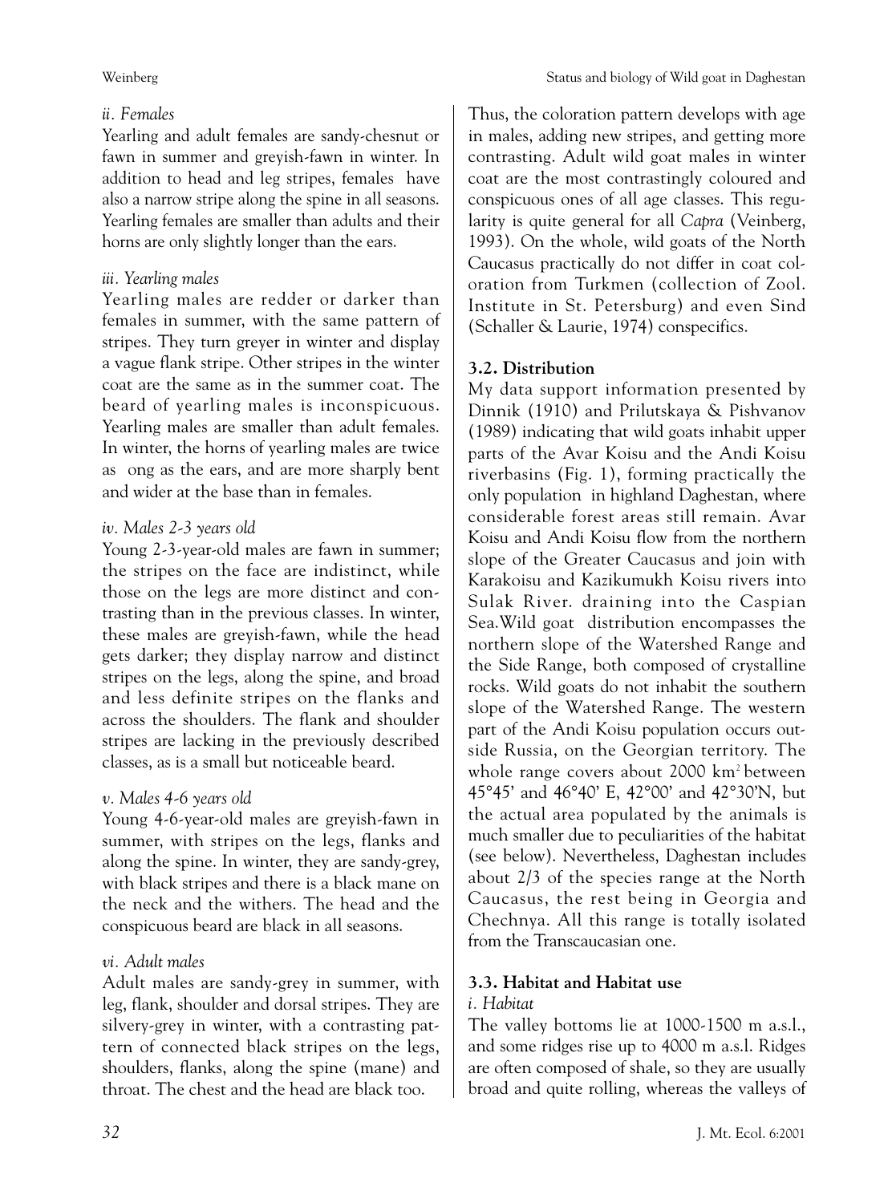*ii. Females*

Yearling and adult females are sandy-chesnut or fawn in summer and greyish-fawn in winter. In addition to head and leg stripes, females have also a narrow stripe along the spine in all seasons. Yearling females are smaller than adults and their horns are only slightly longer than the ears.

*iii. Yearling males*

Yearling males are redder or darker than females in summer, with the same pattern of stripes. They turn greyer in winter and display a vague flank stripe. Other stripes in the winter coat are the same as in the summer coat. The beard of yearling males is inconspicuous. Yearling males are smaller than adult females. In winter, the horns of yearling males are twice as ong as the ears, and are more sharply bent and wider at the base than in females.

*iv. Males 2-3 years old*

Young 2-3-year-old males are fawn in summer; the stripes on the face are indistinct, while those on the legs are more distinct and contrasting than in the previous classes. In winter, these males are greyish-fawn, while the head gets darker; they display narrow and distinct stripes on the legs, along the spine, and broad and less definite stripes on the flanks and across the shoulders. The flank and shoulder stripes are lacking in the previously described classes, as is a small but noticeable beard.

*v. Males 4-6 years old*

Young 4-6-year-old males are greyish-fawn in summer, with stripes on the legs, flanks and along the spine. In winter, they are sandy-grey, with black stripes and there is a black mane on the neck and the withers. The head and the conspicuous beard are black in all seasons.

*vi. Adult males*

Adult males are sandy-grey in summer, with leg, flank, shoulder and dorsal stripes. They are silvery-grey in winter, with a contrasting pattern of connected black stripes on the legs, shoulders, flanks, along the spine (mane) and throat. The chest and the head are black too.

Thus, the coloration pattern develops with age in males, adding new stripes, and getting more contrasting. Adult wild goat males in winter coat are the most contrastingly coloured and conspicuous ones of all age classes. This regularity is quite general for all *Capra* (Veinberg, 1993). On the whole, wild goats of the North Caucasus practically do not differ in coat coloration from Turkmen (collection of Zool. Institute in St. Petersburg) and even Sind (Schaller & Laurie, 1974) conspecifics.

## 3.2. Distribution

My data support information presented by Dinnik (1910) and Prilutskaya & Pishvanov (1989) indicating that wild goats inhabit upper parts of the Avar Koisu and the Andi Koisu riverbasins (Fig. 1), forming practically the only population in highland Daghestan, where considerable forest areas still remain. Avar Koisu and Andi Koisu flow from the northern slope of the Greater Caucasus and join with Karakoisu and Kazikumukh Koisu rivers into Sulak River. draining into the Caspian Sea.Wild goat distribution encompasses the northern slope of the Watershed Range and the Side Range, both composed of crystalline rocks. Wild goats do not inhabit the southern slope of the Watershed Range. The western part of the Andi Koisu population occurs outside Russia, on the Georgian territory. The whole range covers about 2000 km$^2$ between 45°45' and 46°40' E, 42°00' and 42°30'N, but the actual area populated by the animals is much smaller due to peculiarities of the habitat (see below). Nevertheless, Daghestan includes about 2/3 of the species range at the North Caucasus, the rest being in Georgia and Chechnya. All this range is totally isolated from the Transcaucasian one.

## 3.3. Habitat and Habitat use

*i. Habitat*

The valley bottoms lie at 1000-1500 m a.s.l., and some ridges rise up to 4000 m a.s.l. Ridges are often composed of shale, so they are usually broad and quite rolling, whereas the valleys of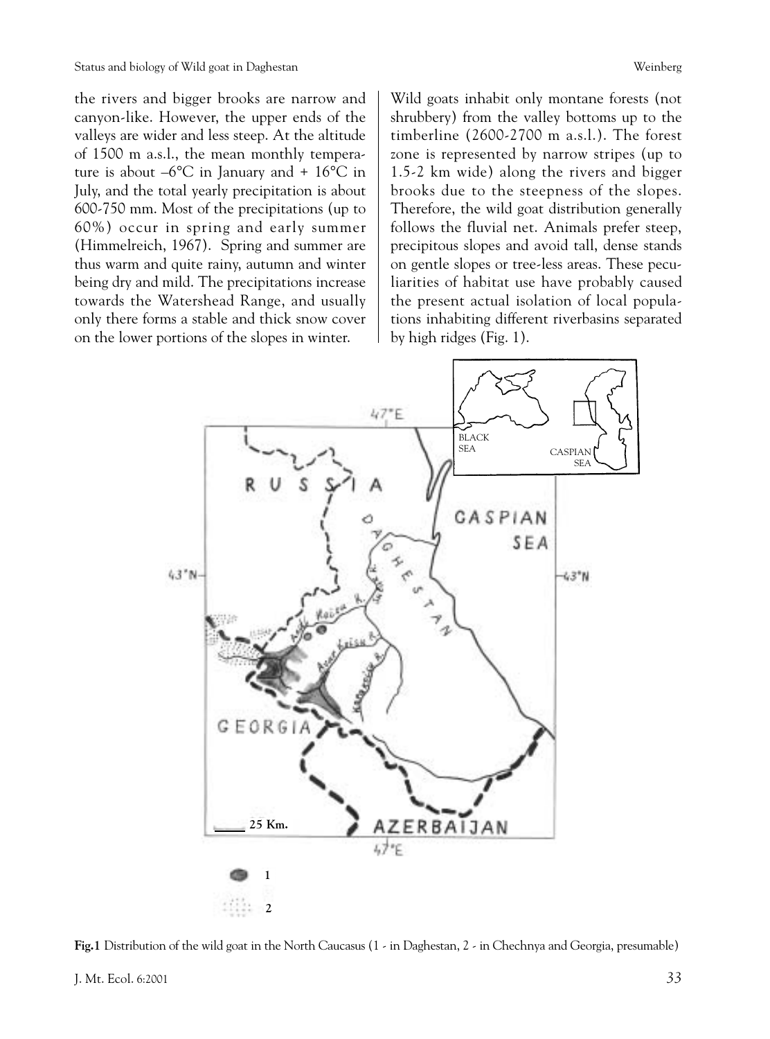the rivers and bigger brooks are narrow and canyon-like. However, the upper ends of the valleys are wider and less steep. At the altitude of 1500 m a.s.l., the mean monthly temperature is about –6°C in January and + 16°C in July, and the total yearly precipitation is about 600-750 mm. Most of the precipitations (up to 60%) occur in spring and early summer (Himmelreich, 1967). Spring and summer are thus warm and quite rainy, autumn and winter being dry and mild. The precipitations increase towards the Watershead Range, and usually only there forms a stable and thick snow cover on the lower portions of the slopes in winter.

Wild goats inhabit only montane forests (not shrubbery) from the valley bottoms up to the timberline (2600-2700 m a.s.l.). The forest zone is represented by narrow stripes (up to 1.5-2 km wide) along the rivers and bigger brooks due to the steepness of the slopes. Therefore, the wild goat distribution generally follows the fluvial net. Animals prefer steep, precipitous slopes and avoid tall, dense stands on gentle slopes or tree-less areas. These peculiarities of habitat use have probably caused the present actual isolation of local populations inhabiting different riverbasins separated by high ridges (Fig. 1).

**Fig.1** Distribution of the wild goat in the North Caucasus (1 - in Daghestan, 2 - in Chechnya and Georgia, presumable)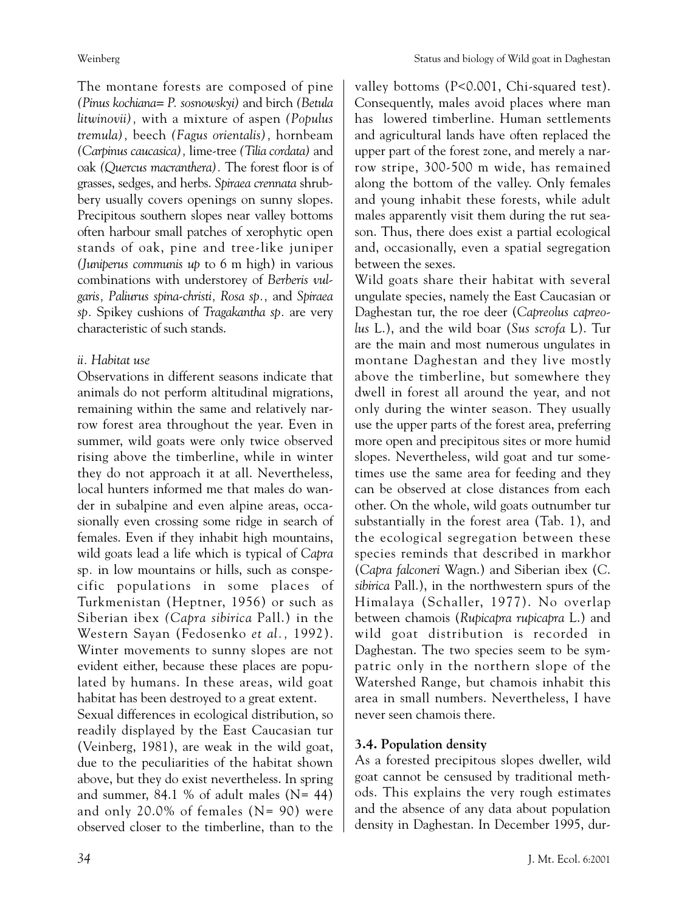The montane forests are composed of pine *(Pinus kochiana= P. sosnowskyi)* and birch *(Betula litwinovii)*, with a mixture of aspen *(Populus tremula)*, beech *(Fagus orientalis)*, hornbeam *(Carpinus caucasica)*, lime-tree *(Tilia cordata)* and oak *(Quercus macranthera)*. The forest floor is of grasses, sedges, and herbs. *Spiraea crennata* shrubbery usually covers openings on sunny slopes. Precipitous southern slopes near valley bottoms often harbour small patches of xerophytic open stands of oak, pine and tree-like juniper *(Juniperus communis up* to 6 m high) in various combinations with understorey of *Berberis vulgaris, Paliurus spina-christi, Rosa sp.,* and *Spiraea sp.* Spikey cushions of *Tragakantha sp.* are very characteristic of such stands.

### *ii. Habitat use*

Observations in different seasons indicate that animals do not perform altitudinal migrations, remaining within the same and relatively narrow forest area throughout the year. Even in summer, wild goats were only twice observed rising above the timberline, while in winter they do not approach it at all. Nevertheless, local hunters informed me that males do wander in subalpine and even alpine areas, occasionally even crossing some ridge in search of females. Even if they inhabit high mountains, wild goats lead a life which is typical of *Capra* sp. in low mountains or hills, such as conspecific populations in some places of Turkmenistan (Heptner, 1956) or such as Siberian ibex *(Capra sibirica* Pall.) in the Western Sayan (Fedosenko *et al.*, 1992). Winter movements to sunny slopes are not evident either, because these places are populated by humans. In these areas, wild goat habitat has been destroyed to a great extent.

Sexual differences in ecological distribution, so readily displayed by the East Caucasian tur (Veinberg, 1981), are weak in the wild goat, due to the peculiarities of the habitat shown above, but they do exist nevertheless. In spring and summer, 84.1 % of adult males (N= 44) and only 20.0% of females (N= 90) were observed closer to the timberline, than to the valley bottoms ($P<0.001$, Chi-squared test). Consequently, males avoid places where man has lowered timberline. Human settlements and agricultural lands have often replaced the upper part of the forest zone, and merely a narrow stripe, 300-500 m wide, has remained along the bottom of the valley. Only females and young inhabit these forests, while adult males apparently visit them during the rut season. Thus, there does exist a partial ecological and, occasionally, even a spatial segregation between the sexes.

Wild goats share their habitat with several ungulate species, namely the East Caucasian or Daghestan tur, the roe deer (*Capreolus capreolus* L.), and the wild boar (*Sus scrofa* L). Tur are the main and most numerous ungulates in montane Daghestan and they live mostly above the timberline, but somewhere they dwell in forest all around the year, and not only during the winter season. They usually use the upper parts of the forest area, preferring more open and precipitous sites or more humid slopes. Nevertheless, wild goat and tur sometimes use the same area for feeding and they can be observed at close distances from each other. On the whole, wild goats outnumber tur substantially in the forest area (Tab. 1), and the ecological segregation between these species reminds that described in markhor (*Capra falconeri* Wagn.) and Siberian ibex (*C. sibirica* Pall.), in the northwestern spurs of the Himalaya (Schaller, 1977). No overlap between chamois (*Rupicapra rupicapra* L.) and wild goat distribution is recorded in Daghestan. The two species seem to be sympatric only in the northern slope of the Watershed Range, but chamois inhabit this area in small numbers. Nevertheless, I have never seen chamois there.

## 3.4. Population density

As a forested precipitous slopes dweller, wild goat cannot be censused by traditional methods. This explains the very rough estimates and the absence of any data about population density in Daghestan. In December 1995, dur-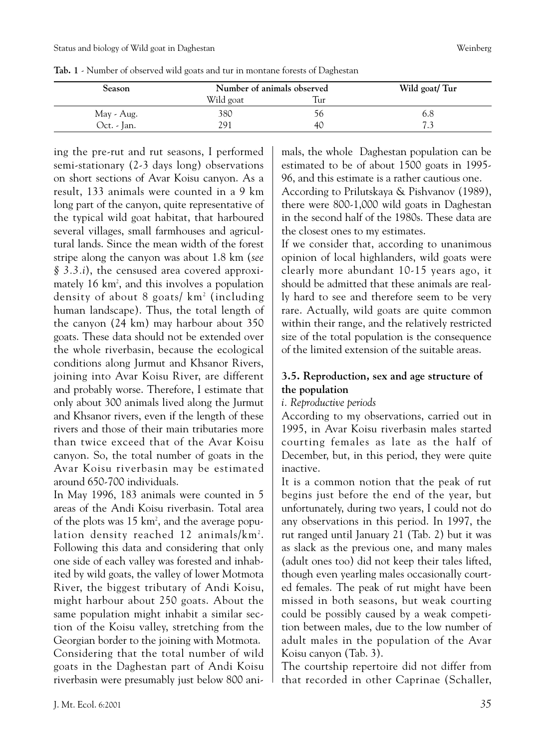**Tab. 1** - Number of observed wild goats and tur in montane forests of Daghestan

| Season | Number of animals observed | | Wild goat/ Tur |
|---|---|---|---|
| | Wild goat | Tur | |
| May - Aug. | 380 | 56 | 6.8 |
| Oct. - Jan. | 291 | 40 | 7.3 |

ing the pre-rut and rut seasons, I performed semi-stationary (2-3 days long) observations on short sections of Avar Koisu canyon. As a result, 133 animals were counted in a 9 km long part of the canyon, quite representative of the typical wild goat habitat, that harboured several villages, small farmhouses and agricultural lands. Since the mean width of the forest stripe along the canyon was about 1.8 km (*see § 3.3.i*), the censused area covered approximately 16 km$^2$, and this involves a population density of about 8 goats/ km$^2$ (including human landscape). Thus, the total length of the canyon (24 km) may harbour about 350 goats. These data should not be extended over the whole riverbasin, because the ecological conditions along Jurmut and Khsanor Rivers, joining into Avar Koisu River, are different and probably worse. Therefore, I estimate that only about 300 animals lived along the Jurmut and Khsanor rivers, even if the length of these rivers and those of their main tributaries more than twice exceed that of the Avar Koisu canyon. So, the total number of goats in the Avar Koisu riverbasin may be estimated around 650-700 individuals.

In May 1996, 183 animals were counted in 5 areas of the Andi Koisu riverbasin. Total area of the plots was 15 km$^2$, and the average population density reached 12 animals/km$^2$. Following this data and considering that only one side of each valley was forested and inhabited by wild goats, the valley of lower Motmota River, the biggest tributary of Andi Koisu, might harbour about 250 goats. About the same population might inhabit a similar section of the Koisu valley, stretching from the Georgian border to the joining with Motmota. Considering that the total number of wild goats in the Daghestan part of Andi Koisu riverbasin were presumably just below 800 animals, the whole Daghestan population can be estimated to be of about 1500 goats in 1995-96, and this estimate is a rather cautious one.

According to Prilutskaya & Pishvanov (1989), there were 800-1,000 wild goats in Daghestan in the second half of the 1980s. These data are the closest ones to my estimates.

If we consider that, according to unanimous opinion of local highlanders, wild goats were clearly more abundant 10-15 years ago, it should be admitted that these animals are really hard to see and therefore seem to be very rare. Actually, wild goats are quite common within their range, and the relatively restricted size of the total population is the consequence of the limited extension of the suitable areas.

### 3.5. Reproduction, sex and age structure of the population

*i. Reproductive periods*

According to my observations, carried out in 1995, in Avar Koisu riverbasin males started courting females as late as the half of December, but, in this period, they were quite inactive.

It is a common notion that the peak of rut begins just before the end of the year, but unfortunately, during two years, I could not do any observations in this period. In 1997, the rut ranged until January 21 (Tab. 2) but it was as slack as the previous one, and many males (adult ones too) did not keep their tales lifted, though even yearling males occasionally courted females. The peak of rut might have been missed in both seasons, but weak courting could be possibly caused by a weak competition between males, due to the low number of adult males in the population of the Avar Koisu canyon (Tab. 3).

The courtship repertoire did not differ from that recorded in other Caprinae (Schaller,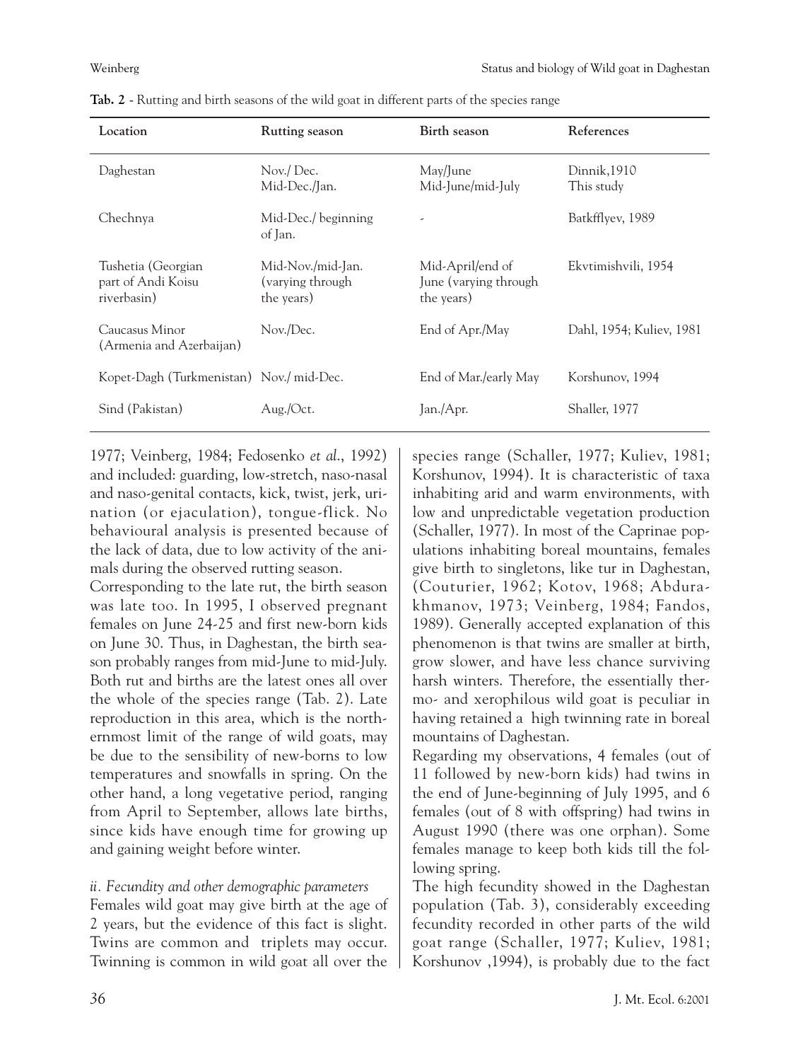**Tab. 2** - Rutting and birth seasons of the wild goat in different parts of the species range

| Location | Rutting season | Birth season | References |
|---|---|---|---|
| Daghestan | Nov./ Dec.<br>Mid-Dec./Jan. | May/June<br>Mid-June/mid-July | Dinnik,1910<br>This study |
| Chechnya | Mid-Dec./ beginning of Jan. | - | Batkfflyev, 1989 |
| Tushetia (Georgian part of Andi Koisu riverbasin) | Mid-Nov./mid-Jan. (varying through the years) | Mid-April/end of June (varying through the years) | Ekvtimishvili, 1954 |
| Caucasus Minor (Armenia and Azerbaijan) | Nov./Dec. | End of Apr./May | Dahl, 1954; Kuliev, 1981 |
| Kopet-Dagh (Turkmenistan) | Nov./ mid-Dec. | End of Mar./early May | Korshunov, 1994 |
| Sind (Pakistan) | Aug./Oct. | Jan./Apr. | Shaller, 1977 |

1977; Veinberg, 1984; Fedosenko *et al.*, 1992) and included: guarding, low-stretch, naso-nasal and naso-genital contacts, kick, twist, jerk, urination (or ejaculation), tongue-flick. No behavioural analysis is presented because of the lack of data, due to low activity of the animals during the observed rutting season.

Corresponding to the late rut, the birth season was late too. In 1995, I observed pregnant females on June 24-25 and first new-born kids on June 30. Thus, in Daghestan, the birth season probably ranges from mid-June to mid-July. Both rut and births are the latest ones all over the whole of the species range (Tab. 2). Late reproduction in this area, which is the northernmost limit of the range of wild goats, may be due to the sensibility of new-borns to low temperatures and snowfalls in spring. On the other hand, a long vegetative period, ranging from April to September, allows late births, since kids have enough time for growing up and gaining weight before winter.

*ii. Fecundity and other demographic parameters*

Females wild goat may give birth at the age of 2 years, but the evidence of this fact is slight. Twins are common and triplets may occur. Twinning is common in wild goat all over the species range (Schaller, 1977; Kuliev, 1981; Korshunov, 1994). It is characteristic of taxa inhabiting arid and warm environments, with low and unpredictable vegetation production (Schaller, 1977). In most of the Caprinae populations inhabiting boreal mountains, females give birth to singletons, like tur in Daghestan, (Couturier, 1962; Kotov, 1968; Abdurakhmanov, 1973; Veinberg, 1984; Fandos, 1989). Generally accepted explanation of this phenomenon is that twins are smaller at birth, grow slower, and have less chance surviving harsh winters. Therefore, the essentially thermo- and xerophilous wild goat is peculiar in having retained a high twinning rate in boreal mountains of Daghestan.

Regarding my observations, 4 females (out of 11 followed by new-born kids) had twins in the end of June-beginning of July 1995, and 6 females (out of 8 with offspring) had twins in August 1990 (there was one orphan). Some females manage to keep both kids till the following spring.

The high fecundity showed in the Daghestan population (Tab. 3), considerably exceeding fecundity recorded in other parts of the wild goat range (Schaller, 1977; Kuliev, 1981; Korshunov ,1994), is probably due to the fact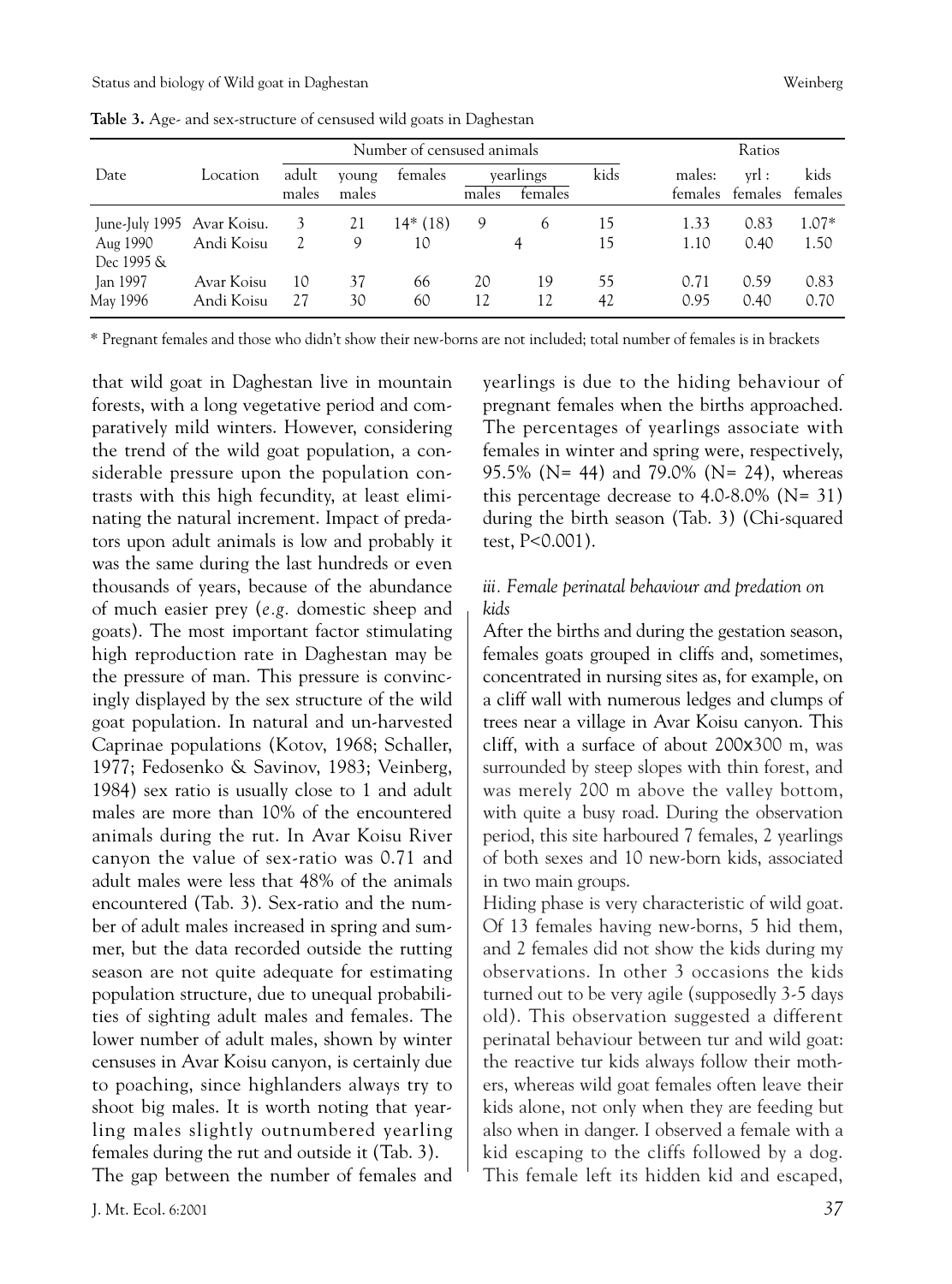**Table 3.** Age- and sex-structure of censused wild goats in Daghestan

| Date | Location | Number of censused animals | | | | | | Ratios | | |
|---|---|---|---|---|---|---|---|---|---|---|
| | | adult males | young males | females | yearlings males | yearlings females | kids | males: females | yrl : females | kids females |
| June-July 1995 | Avar Koisu. | 3 | 21 | 14* (18) | 9 | 6 | 15 | 1.33 | 0.83 | 1.07* |
| Aug 1990 | Andi Koisu | 2 | 9 | 10 | 4 | | 15 | 1.10 | 0.40 | 1.50 |
| Dec 1995 & Jan 1997 | Avar Koisu | 10 | 37 | 66 | 20 | 19 | 55 | 0.71 | 0.59 | 0.83 |
| May 1996 | Andi Koisu | 27 | 30 | 60 | 12 | 12 | 42 | 0.95 | 0.40 | 0.70 |

\* Pregnant females and those who didn't show their new-borns are not included; total number of females is in brackets

that wild goat in Daghestan live in mountain forests, with a long vegetative period and comparatively mild winters. However, considering the trend of the wild goat population, a considerable pressure upon the population contrasts with this high fecundity, at least eliminating the natural increment. Impact of predators upon adult animals is low and probably it was the same during the last hundreds or even thousands of years, because of the abundance of much easier prey (*e.g.* domestic sheep and goats). The most important factor stimulating high reproduction rate in Daghestan may be the pressure of man. This pressure is convincingly displayed by the sex structure of the wild goat population. In natural and un-harvested Caprinae populations (Kotov, 1968; Schaller, 1977; Fedosenko & Savinov, 1983; Veinberg, 1984) sex ratio is usually close to 1 and adult males are more than 10% of the encountered animals during the rut. In Avar Koisu River canyon the value of sex-ratio was 0.71 and adult males were less that 48% of the animals encountered (Tab. 3). Sex-ratio and the number of adult males increased in spring and summer, but the data recorded outside the rutting season are not quite adequate for estimating population structure, due to unequal probabilities of sighting adult males and females. The lower number of adult males, shown by winter censuses in Avar Koisu canyon, is certainly due to poaching, since highlanders always try to shoot big males. It is worth noting that yearling males slightly outnumbered yearling females during the rut and outside it (Tab. 3).

The gap between the number of females and yearlings is due to the hiding behaviour of pregnant females when the births approached. The percentages of yearlings associate with females in winter and spring were, respectively, 95.5% (N= 44) and 79.0% (N= 24), whereas this percentage decrease to 4.0-8.0% (N= 31) during the birth season (Tab. 3) (Chi-squared test, $P<0.001$).

### *iii. Female perinatal behaviour and predation on kids*

After the births and during the gestation season, females goats grouped in cliffs and, sometimes, concentrated in nursing sites as, for example, on a cliff wall with numerous ledges and clumps of trees near a village in Avar Koisu canyon. This cliff, with a surface of about 200x300 m, was surrounded by steep slopes with thin forest, and was merely 200 m above the valley bottom, with quite a busy road. During the observation period, this site harboured 7 females, 2 yearlings of both sexes and 10 new-born kids, associated in two main groups.

Hiding phase is very characteristic of wild goat. Of 13 females having new-borns, 5 hid them, and 2 females did not show the kids during my observations. In other 3 occasions the kids turned out to be very agile (supposedly 3-5 days old). This observation suggested a different perinatal behaviour between tur and wild goat: the reactive tur kids always follow their mothers, whereas wild goat females often leave their kids alone, not only when they are feeding but also when in danger. I observed a female with a kid escaping to the cliffs followed by a dog. This female left its hidden kid and escaped,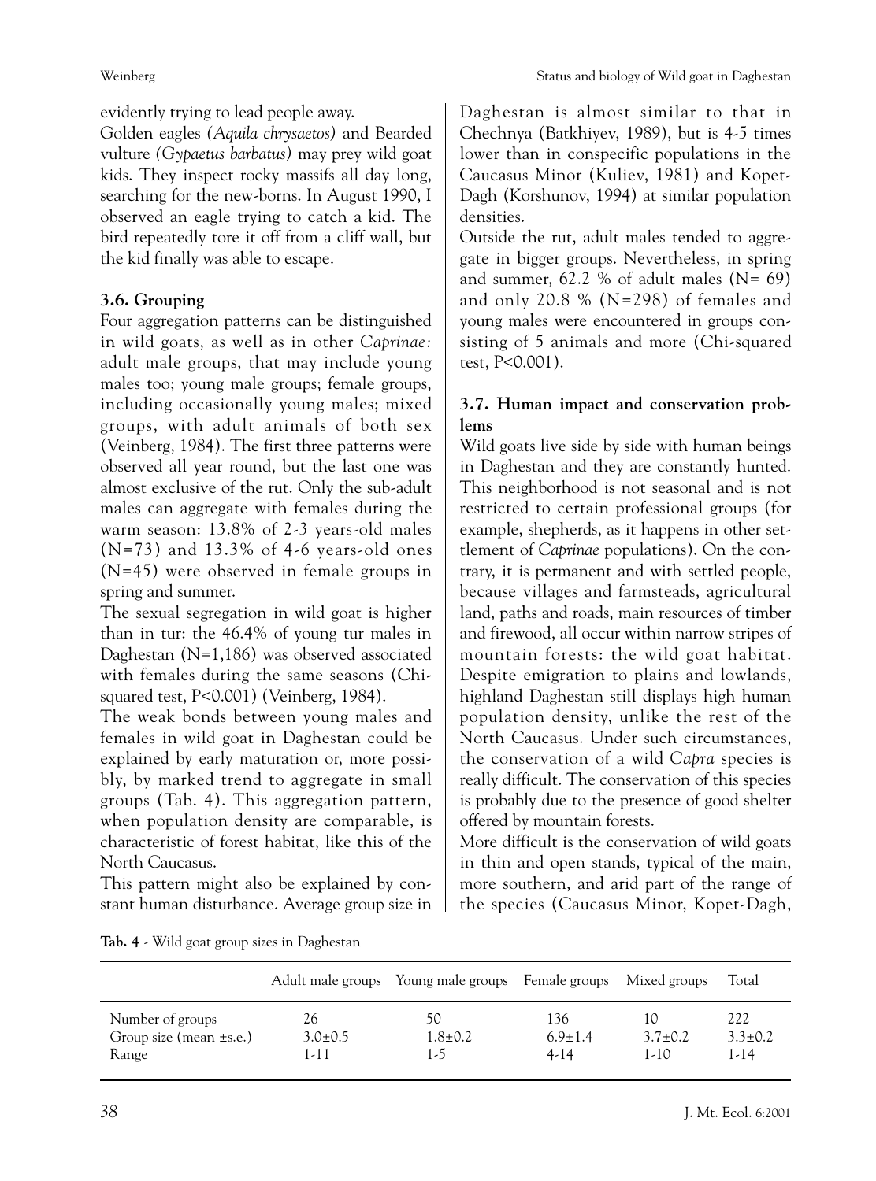evidently trying to lead people away.

Golden eagles *(Aquila chrysaetos)* and Bearded vulture *(Gypaetus barbatus)* may prey wild goat kids. They inspect rocky massifs all day long, searching for the new-borns. In August 1990, I observed an eagle trying to catch a kid. The bird repeatedly tore it off from a cliff wall, but the kid finally was able to escape.

### 3.6. Grouping

Four aggregation patterns can be distinguished in wild goats, as well as in other *Caprinae:* adult male groups, that may include young males too; young male groups; female groups, including occasionally young males; mixed groups, with adult animals of both sex (Veinberg, 1984). The first three patterns were observed all year round, but the last one was almost exclusive of the rut. Only the sub-adult males can aggregate with females during the warm season: 13.8% of 2-3 years-old males (N=73) and 13.3% of 4-6 years-old ones (N=45) were observed in female groups in spring and summer.

The sexual segregation in wild goat is higher than in tur: the 46.4% of young tur males in Daghestan (N=1,186) was observed associated with females during the same seasons (Chi-squared test, P<0.001) (Veinberg, 1984).

The weak bonds between young males and females in wild goat in Daghestan could be explained by early maturation or, more possibly, by marked trend to aggregate in small groups (Tab. 4). This aggregation pattern, when population density are comparable, is characteristic of forest habitat, like this of the North Caucasus.

This pattern might also be explained by constant human disturbance. Average group size in Daghestan is almost similar to that in Chechnya (Batkhiyev, 1989), but is 4-5 times lower than in conspecific populations in the Caucasus Minor (Kuliev, 1981) and Kopet-Dagh (Korshunov, 1994) at similar population densities.

Outside the rut, adult males tended to aggregate in bigger groups. Nevertheless, in spring and summer, 62.2 % of adult males (N= 69) and only 20.8 % (N=298) of females and young males were encountered in groups consisting of 5 animals and more (Chi-squared test, P<0.001).

### 3.7. Human impact and conservation problems

Wild goats live side by side with human beings in Daghestan and they are constantly hunted. This neighborhood is not seasonal and is not restricted to certain professional groups (for example, shepherds, as it happens in other settlement of *Caprinae* populations). On the contrary, it is permanent and with settled people, because villages and farmsteads, agricultural land, paths and roads, main resources of timber and firewood, all occur within narrow stripes of mountain forests: the wild goat habitat. Despite emigration to plains and lowlands, highland Daghestan still displays high human population density, unlike the rest of the North Caucasus. Under such circumstances, the conservation of a wild *Capra* species is really difficult. The conservation of this species is probably due to the presence of good shelter offered by mountain forests.

More difficult is the conservation of wild goats in thin and open stands, typical of the main, more southern, and arid part of the range of the species (Caucasus Minor, Kopet-Dagh,

**Tab. 4** - Wild goat group sizes in Daghestan

| | Adult male groups | Young male groups | Female groups | Mixed groups | Total |
|---|---|---|---|---|---|
| Number of groups | 26 | 50 | 136 | 10 | 222 |
| Group size (mean ±s.e.) | 3.0±0.5 | 1.8±0.2 | 6.9±1.4 | 3.7±0.2 | 3.3±0.2 |
| Range | 1-11 | 1-5 | 4-14 | 1-10 | 1-14 |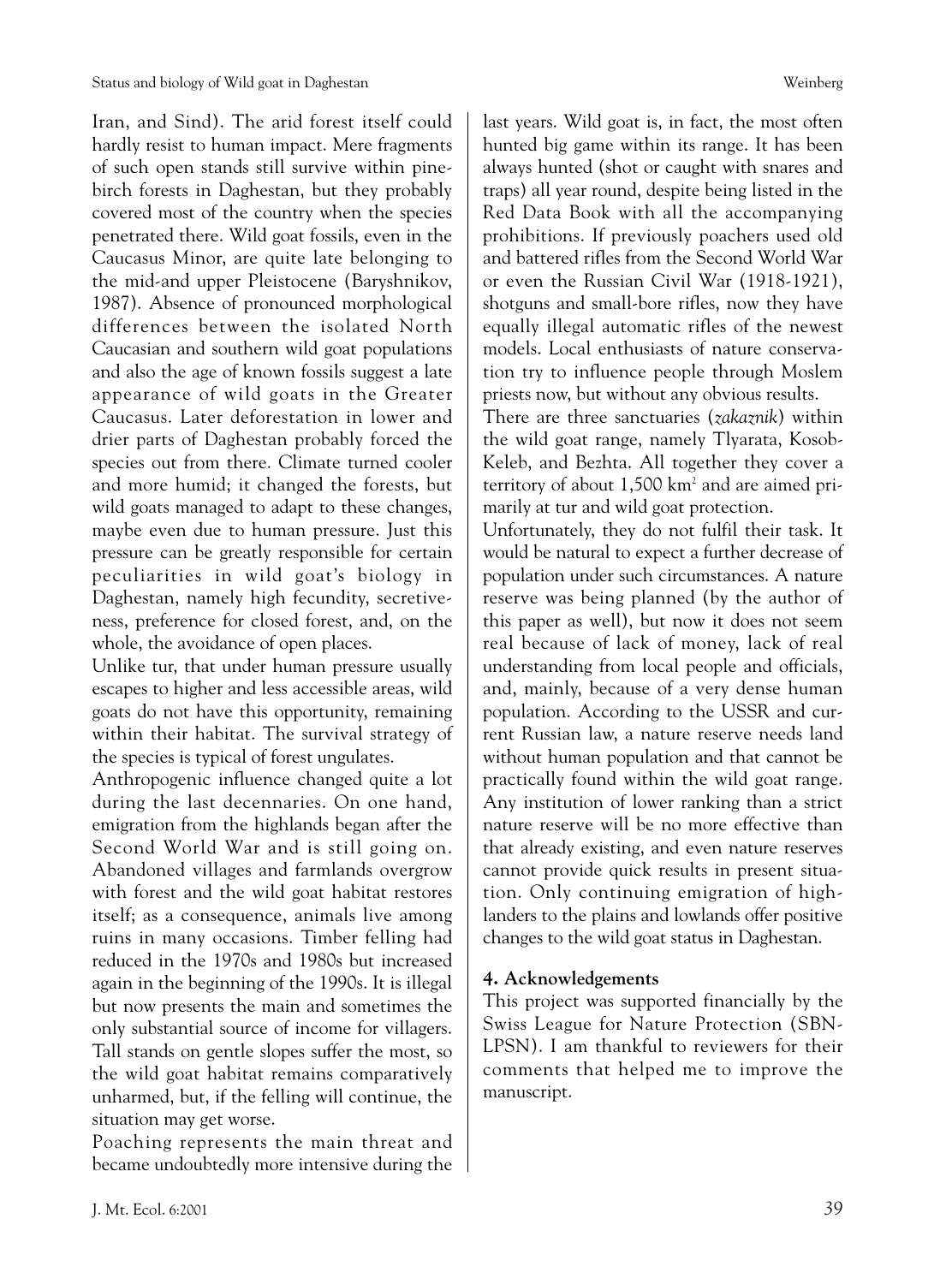Iran, and Sind). The arid forest itself could hardly resist to human impact. Mere fragments of such open stands still survive within pine-birch forests in Daghestan, but they probably covered most of the country when the species penetrated there. Wild goat fossils, even in the Caucasus Minor, are quite late belonging to the mid-and upper Pleistocene (Baryshnikov, 1987). Absence of pronounced morphological differences between the isolated North Caucasian and southern wild goat populations and also the age of known fossils suggest a late appearance of wild goats in the Greater Caucasus. Later deforestation in lower and drier parts of Daghestan probably forced the species out from there. Climate turned cooler and more humid; it changed the forests, but wild goats managed to adapt to these changes, maybe even due to human pressure. Just this pressure can be greatly responsible for certain peculiarities in wild goat's biology in Daghestan, namely high fecundity, secretiveness, preference for closed forest, and, on the whole, the avoidance of open places.

Unlike tur, that under human pressure usually escapes to higher and less accessible areas, wild goats do not have this opportunity, remaining within their habitat. The survival strategy of the species is typical of forest ungulates.

Anthropogenic influence changed quite a lot during the last decennaries. On one hand, emigration from the highlands began after the Second World War and is still going on. Abandoned villages and farmlands overgrow with forest and the wild goat habitat restores itself; as a consequence, animals live among ruins in many occasions. Timber felling had reduced in the 1970s and 1980s but increased again in the beginning of the 1990s. It is illegal but now presents the main and sometimes the only substantial source of income for villagers. Tall stands on gentle slopes suffer the most, so the wild goat habitat remains comparatively unharmed, but, if the felling will continue, the situation may get worse.

Poaching represents the main threat and became undoubtedly more intensive during the last years. Wild goat is, in fact, the most often hunted big game within its range. It has been always hunted (shot or caught with snares and traps) all year round, despite being listed in the Red Data Book with all the accompanying prohibitions. If previously poachers used old and battered rifles from the Second World War or even the Russian Civil War (1918-1921), shotguns and small-bore rifles, now they have equally illegal automatic rifles of the newest models. Local enthusiasts of nature conservation try to influence people through Moslem priests now, but without any obvious results.

There are three sanctuaries (*zakaznik*) within the wild goat range, namely Tlyarata, Kosob-Keleb, and Bezhta. All together they cover a territory of about 1,500 km$^2$ and are aimed primarily at tur and wild goat protection.

Unfortunately, they do not fulfil their task. It would be natural to expect a further decrease of population under such circumstances. A nature reserve was being planned (by the author of this paper as well), but now it does not seem real because of lack of money, lack of real understanding from local people and officials, and, mainly, because of a very dense human population. According to the USSR and current Russian law, a nature reserve needs land without human population and that cannot be practically found within the wild goat range. Any institution of lower ranking than a strict nature reserve will be no more effective than that already existing, and even nature reserves cannot provide quick results in present situation. Only continuing emigration of highlanders to the plains and lowlands offer positive changes to the wild goat status in Daghestan.

## 4. Acknowledgements

This project was supported financially by the Swiss League for Nature Protection (SBN-LPSN). I am thankful to reviewers for their comments that helped me to improve the manuscript.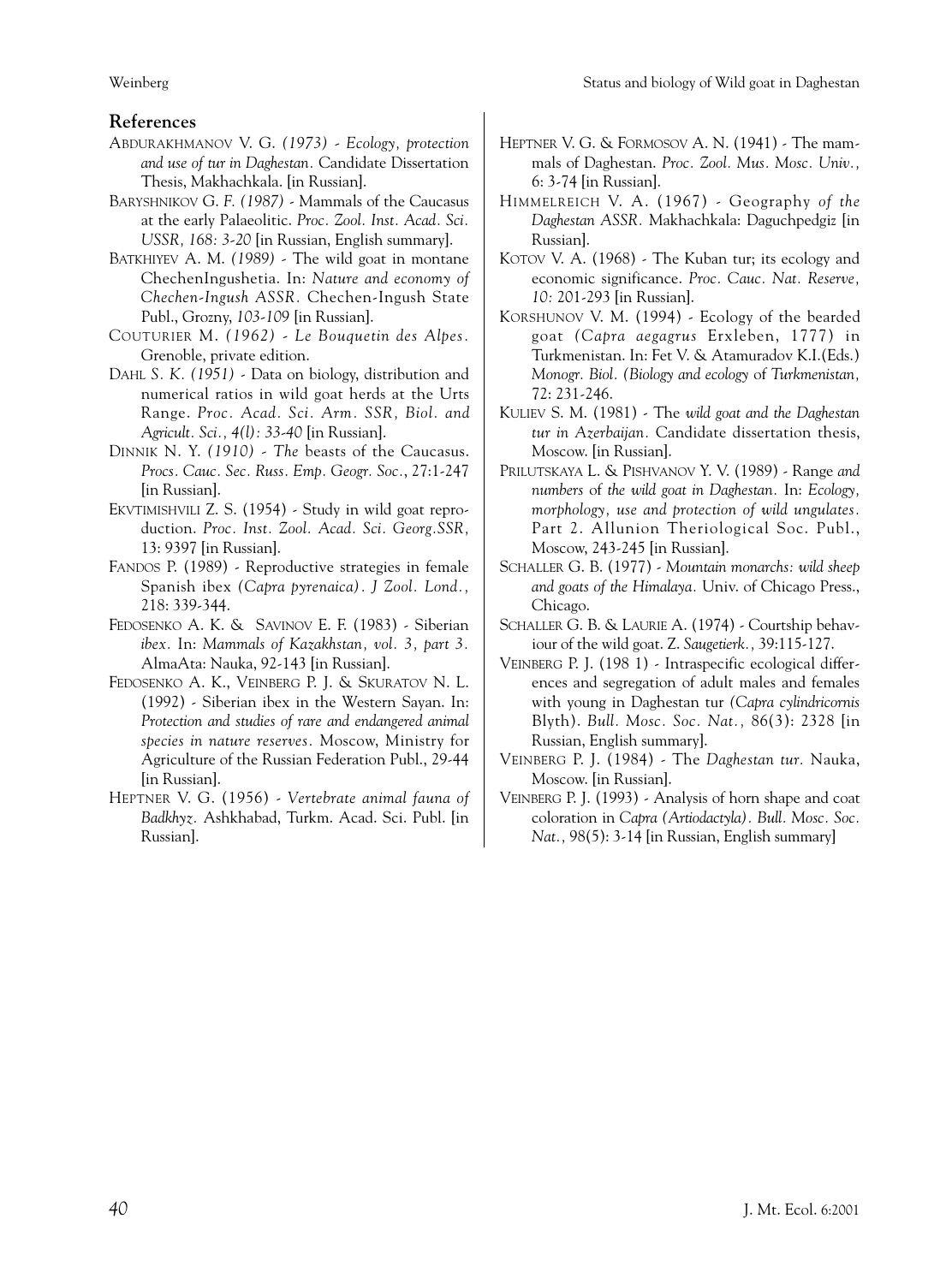## References

ABDURAKHMANOV V. G. *(1973) - Ecology, protection and use of tur in Daghestan.* Candidate Dissertation Thesis, Makhachkala. [in Russian].

BARYSHNIKOV G. F. *(1987)* - Mammals of the Caucasus at the early Palaeolitic. *Proc. Zool. Inst. Acad. Sci. USSR, 168: 3-20* [in Russian, English summary].

BATKHIYEV A. M. *(1989)* - The wild goat in montane ChechenIngushetia. In: *Nature and economy of Chechen-Ingush ASSR.* Chechen-Ingush State Publ., Grozny, *103-109* [in Russian].

COUTURIER M. *(1962) - Le Bouquetin des Alpes.* Grenoble, private edition.

DAHL S. K. *(1951)* - Data on biology, distribution and numerical ratios in wild goat herds at the Urts Range. *Proc. Acad. Sci. Arm. SSR, Biol. and Agricult. Sci., 4(l): 33-40* [in Russian].

DINNIK N. Y. *(1910) - The* beasts of the Caucasus. *Procs. Cauc. Sec. Russ. Emp. Geogr. Soc.*, 27:1-247 [in Russian].

EKVTIMISHVILI Z. S. (1954) - Study in wild goat reproduction. *Proc. Inst. Zool. Acad. Sci. Georg.SSR,* 13: 9397 [in Russian].

FANDOS P. (1989) - Reproductive strategies in female Spanish ibex *(Capra pyrenaica). J Zool. Lond.,* 218: 339-344.

FEDOSENKO A. K. & SAVINOV E. F. (1983) - Siberian *ibex.* In: *Mammals of Kazakhstan, vol. 3, part 3.* AlmaAta: Nauka, 92-143 [in Russian].

FEDOSENKO A. K., VEINBERG P. J. & SKURATOV N. L. (1992) - Siberian ibex in the Western Sayan. In: *Protection and studies of rare and endangered animal species in nature reserves.* Moscow, Ministry for Agriculture of the Russian Federation Publ., 29-44 [in Russian].

HEPTNER V. G. (1956) *- Vertebrate animal fauna of Badkhyz.* Ashkhabad, Turkm. Acad. Sci. Publ. [in Russian].

HEPTNER V. G. & FORMOSOV A. N. (1941) - The mammals of Daghestan. *Proc. Zool. Mus. Mosc. Univ.,* 6: 3-74 [in Russian].

HIMMELREICH V. A. (1967) - Geography *of the Daghestan ASSR.* Makhachkala: Daguchpedgiz [in Russian].

KOTOV V. A. (1968) - The Kuban tur; its ecology and economic significance. *Proc. Cauc. Nat. Reserve, 10:* 201-293 [in Russian].

KORSHUNOV V. M. (1994) - Ecology of the bearded goat *(Capra aegagrus* Erxleben, 1777) in Turkmenistan. In: Fet V. & Atamuradov K.I.(Eds.) *Monogr. Biol. (Biology and ecology* of *Turkmenistan,* 72: 231-246.

KULIEV S. M. (1981) - The *wild goat and the Daghestan tur in Azerbaijan.* Candidate dissertation thesis, Moscow. [in Russian].

PRILUTSKAYA L. & PISHVANOV Y. V. (1989) - Range *and numbers* of *the wild goat in Daghestan.* In: *Ecology, morphology, use and protection of wild ungulates.* Part 2. Allunion Theriological Soc. Publ., Moscow, 243-245 [in Russian].

SCHALLER G. B. (1977) - *Mountain monarchs: wild sheep and goats of the Himalaya.* Univ. of Chicago Press., Chicago.

SCHALLER G. B. & LAURIE A. (1974) - Courtship behaviour of the wild goat. *Z. Saugetierk.,* 39:115-127.

VEINBERG P. J. (198 1) - Intraspecific ecological differences and segregation of adult males and females with young in Daghestan tur *(Capra cylindricornis* Blyth). *Bull. Mosc. Soc. Nat.,* 86(3): 2328 [in Russian, English summary].

VEINBERG P. J. (1984) - The *Daghestan tur.* Nauka, Moscow. [in Russian].

VEINBERG P. J. (1993) - Analysis of horn shape and coat coloration in *Capra (Artiodactyla). Bull. Mosc. Soc. Nat.,* 98(5): 3-14 [in Russian, English summary]